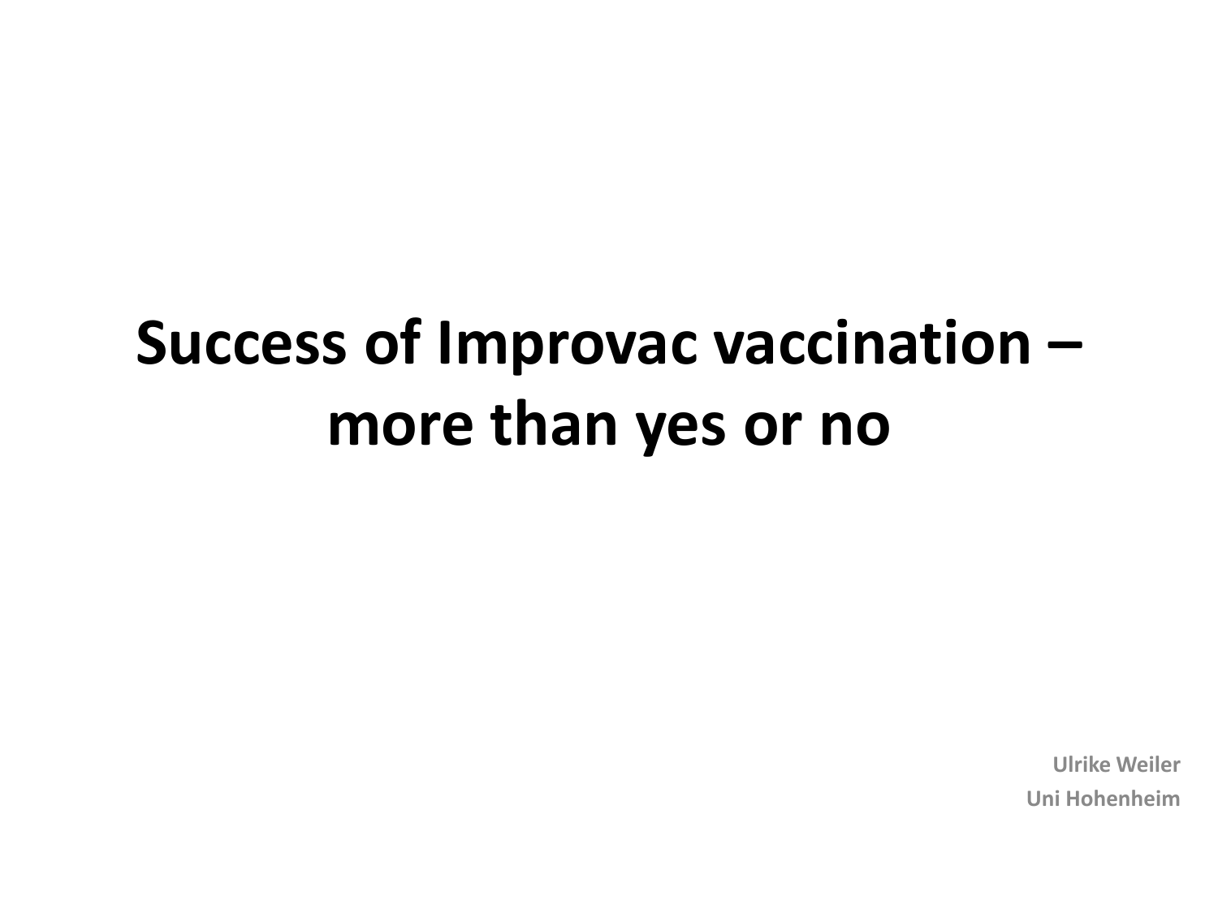# Success of Improvac vaccination – more than yes or no

**Ulrike Weiler**

**Uni Hohenheim**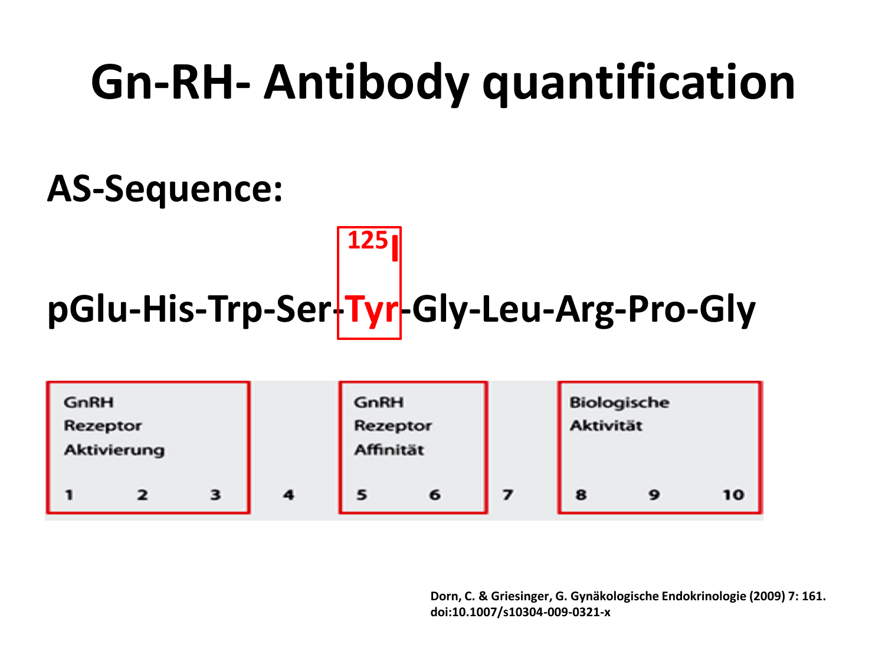# Gn-RH- Antibody quantification

## AS-Sequence:

pGlu-His-Trp-Ser-**[125]I-Tyr**-Gly-Leu-Arg-Pro-Gly

| GnRH Rezeptor Aktivierung | | | | GnRH Rezeptor Affinität | | | Biologische Aktivität | | |
|---|---|---|---|---|---|---|---|---|---|
| 1 | 2 | 3 | 4 | 5 | 6 | 7 | 8 | 9 | 10 |

Dorn, C. & Griesinger, G. Gynäkologische Endokrinologie (2009) 7: 161. doi:10.1007/s10304-009-0321-x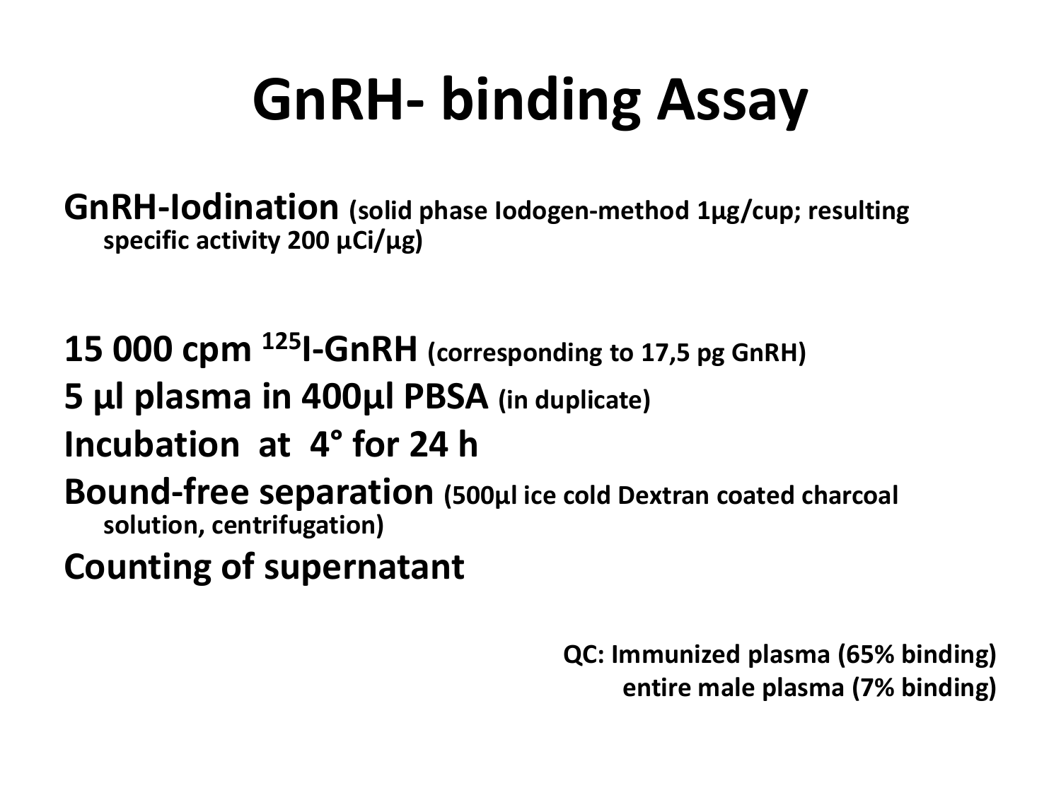# GnRH- binding Assay

**GnRH-Iodination** **(solid phase Iodogen-method 1µg/cup; resulting specific activity 200 µCi/µg)**

**15 000 cpm $^{125}$I-GnRH** **(corresponding to 17,5 pg GnRH)**

**5 µl plasma in 400µl PBSA** **(in duplicate)**

**Incubation at 4° for 24 h**

**Bound-free separation** **(500µl ice cold Dextran coated charcoal solution, centrifugation)**

**Counting of supernatant**

**QC: Immunized plasma (65% binding)**
**entire male plasma (7% binding)**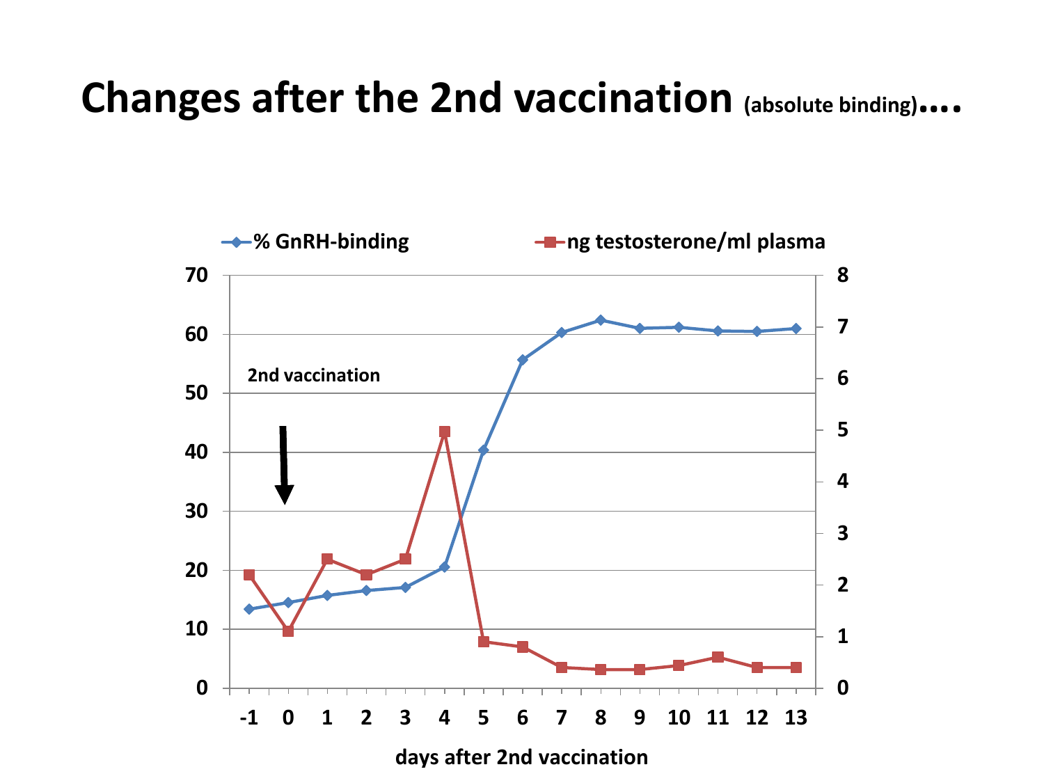# Changes after the 2nd vaccination (absolute binding)....

% GnRH-binding — ng testosterone/ml plasma

2nd vaccination

days after 2nd vaccination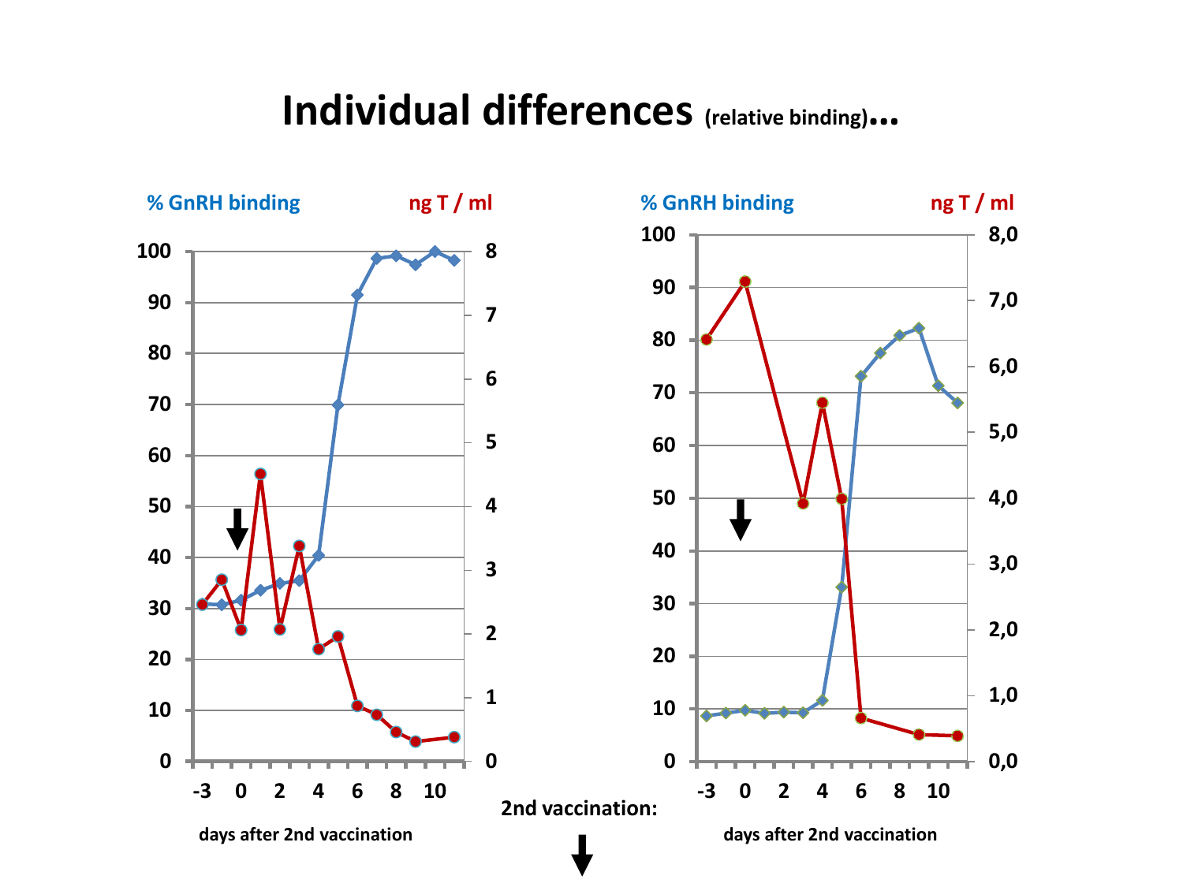# Individual differences (relative binding)...

% GnRH binding — ng T / ml

days after 2nd vaccination

2nd vaccination: ↓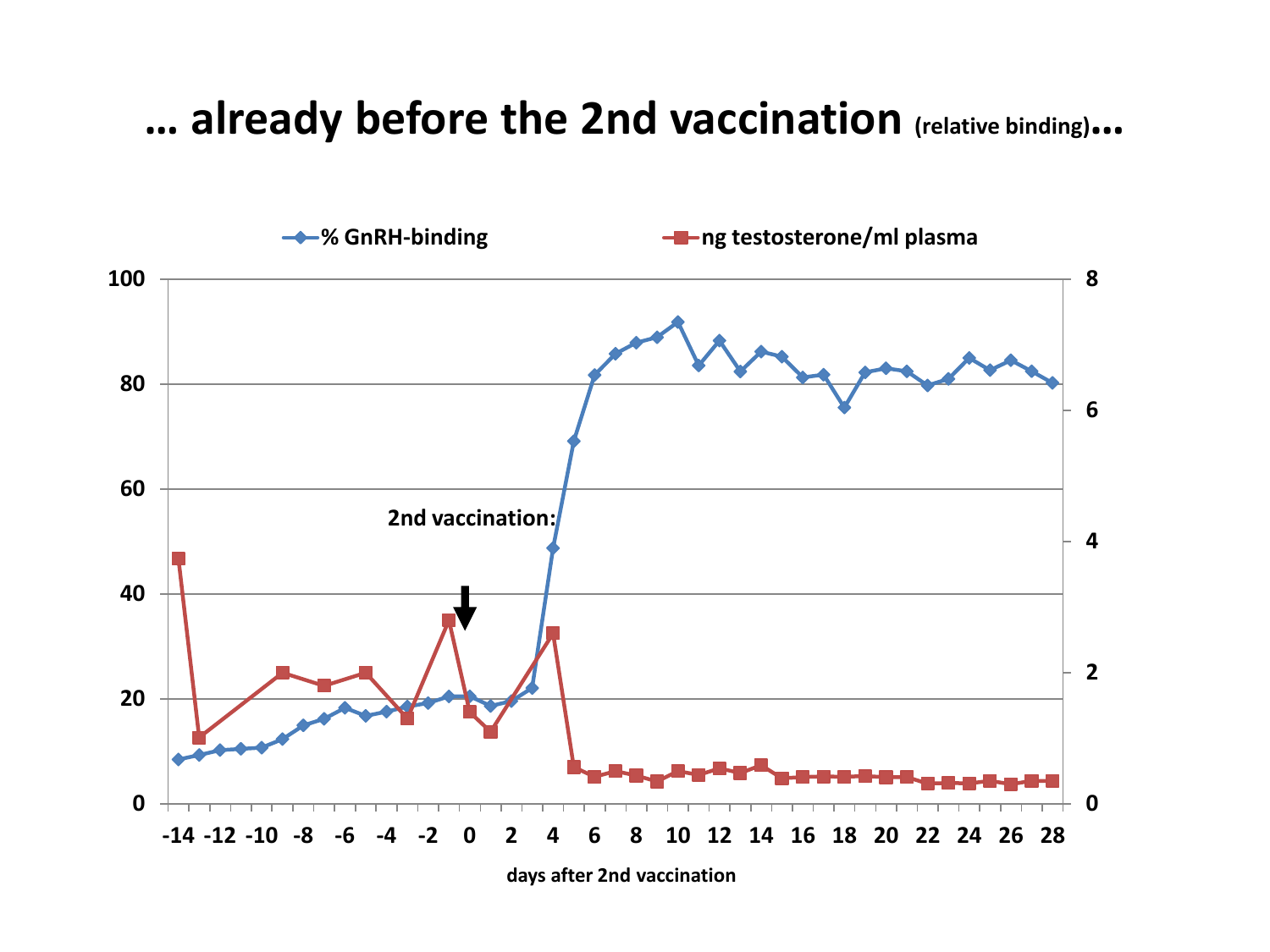# … already before the 2nd vaccination (relative binding)…

% GNRH-binding — ng testosterone/ml plasma

2nd vaccination:

days after 2nd vaccination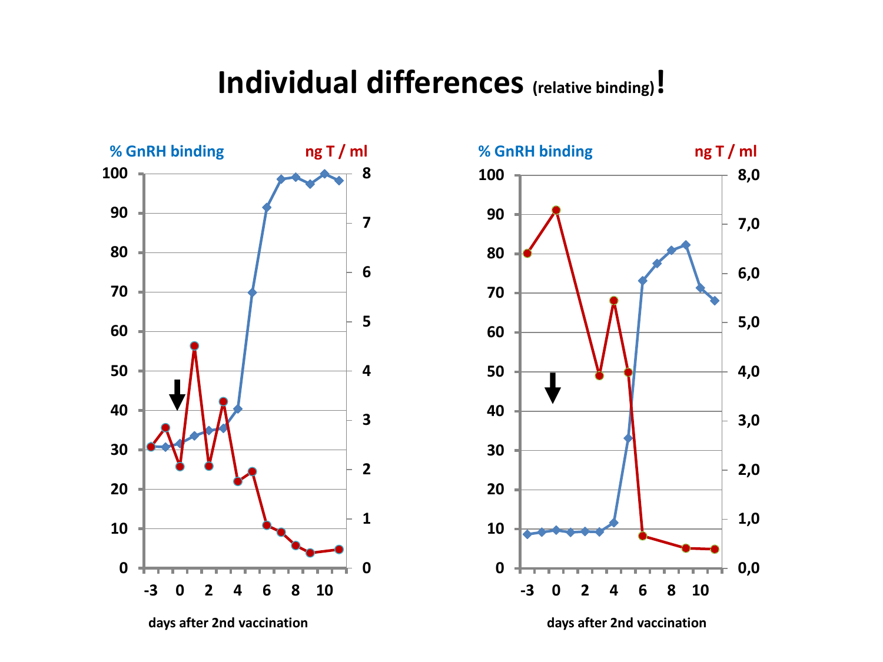# Individual differences (relative binding)!

% GnRH binding — ng T / ml

days after 2nd vaccination

% GnRH binding — ng T / ml

days after 2nd vaccination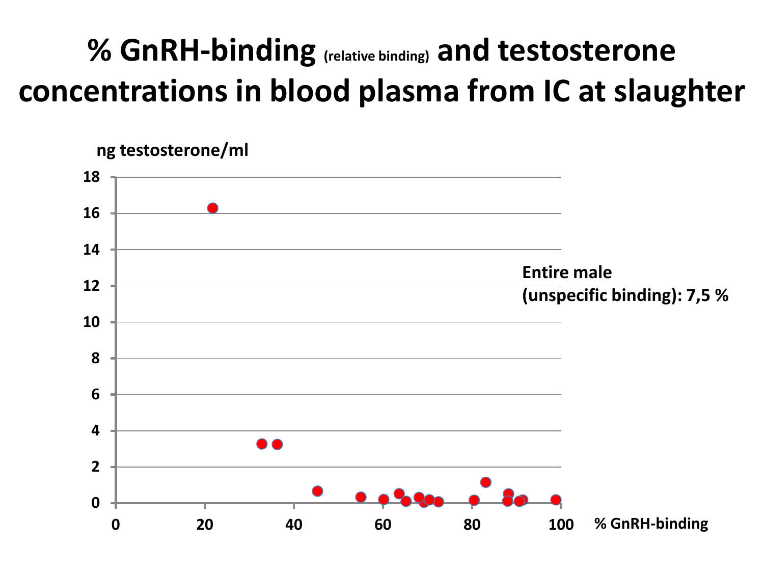# % GnRH-binding (relative binding) and testosterone concentrations in blood plasma from IC at slaughter

ng testosterone/ml

18
16
14
12
10
8
6
4
2
0

0 20 40 60 80 100 % GnRH-binding

**Entire male (unspecific binding): 7,5 %**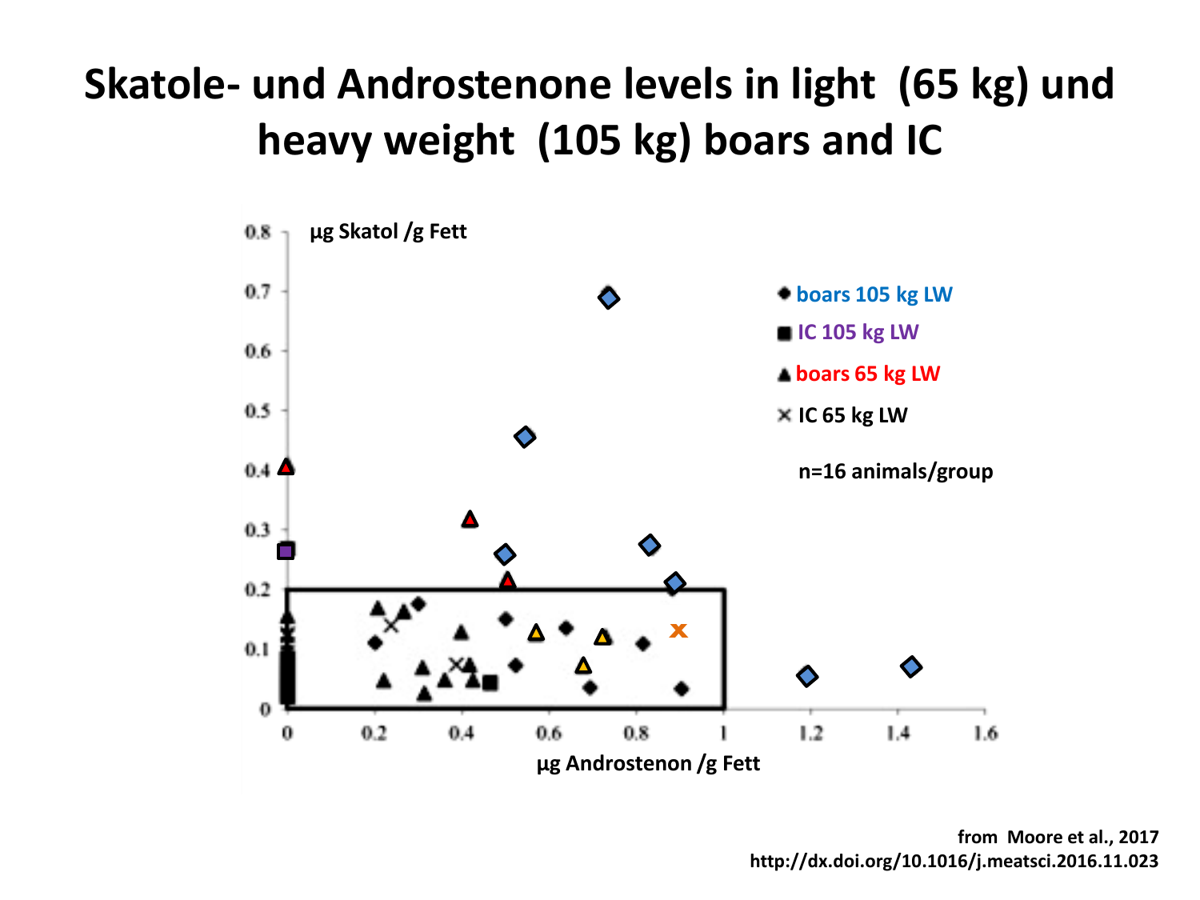# Skatole- und Androstenone levels in light (65 kg) und heavy weight (105 kg) boars and IC

µg Skatol /g Fett

0.8
0.7
0.6
0.5
0.4
0.3
0.2
0.1
0

0 0.2 0.4 0.6 0.8 1 1.2 1.4 1.6

µg Androstenon /g Fett

boars 105 kg LW

IC 105 kg LW

boars 65 kg LW

IC 65 kg LW

n=16 animals/group

from Moore et al., 2017
http://dx.doi.org/10.1016/j.meatsci.2016.11.023